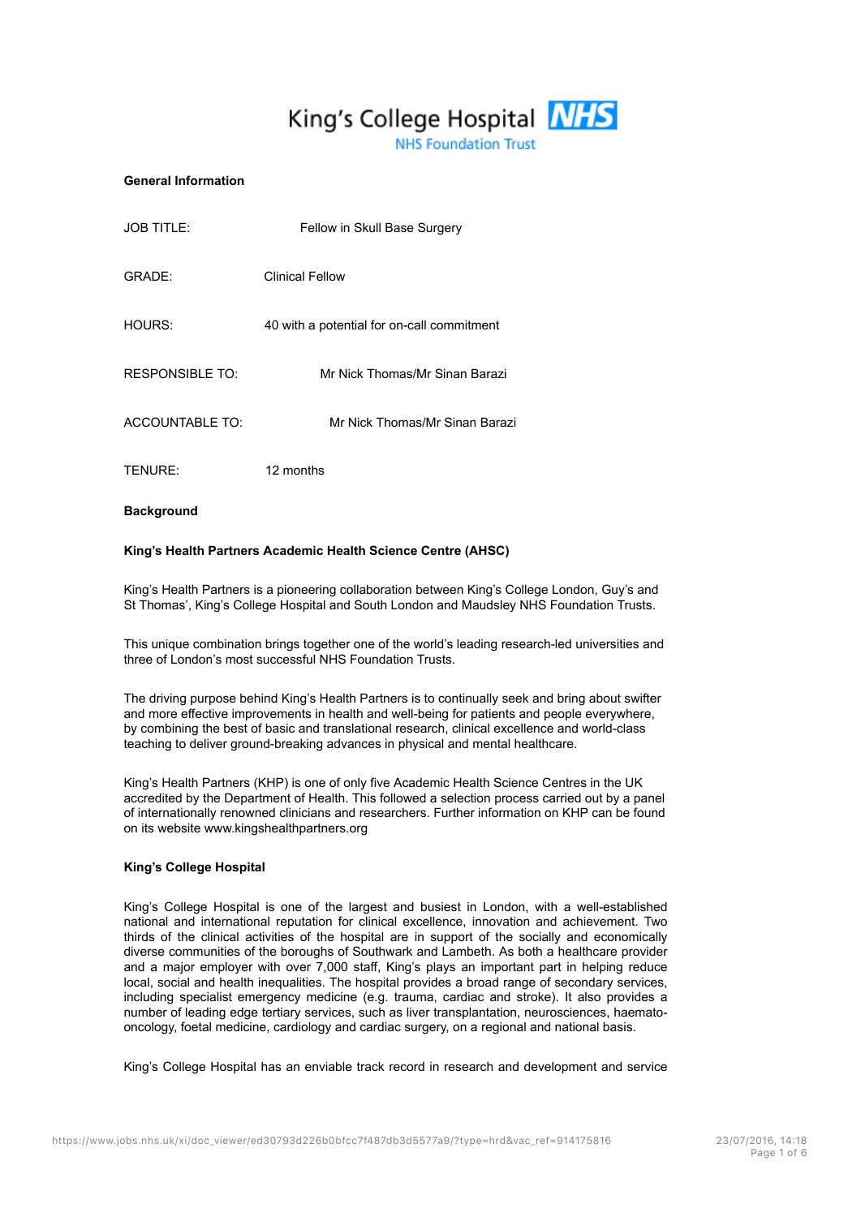King's College Hospital NHS
NHS Foundation Trust

**General Information**

JOB TITLE: Fellow in Skull Base Surgery

GRADE: Clinical Fellow

HOURS: 40 with a potential for on-call commitment

RESPONSIBLE TO: Mr Nick Thomas/Mr Sinan Barazi

ACCOUNTABLE TO: Mr Nick Thomas/Mr Sinan Barazi

TENURE: 12 months

**Background**

**King's Health Partners Academic Health Science Centre (AHSC)**

King's Health Partners is a pioneering collaboration between King's College London, Guy's and St Thomas', King's College Hospital and South London and Maudsley NHS Foundation Trusts.

This unique combination brings together one of the world's leading research-led universities and three of London's most successful NHS Foundation Trusts.

The driving purpose behind King's Health Partners is to continually seek and bring about swifter and more effective improvements in health and well-being for patients and people everywhere, by combining the best of basic and translational research, clinical excellence and world-class teaching to deliver ground-breaking advances in physical and mental healthcare.

King's Health Partners (KHP) is one of only five Academic Health Science Centres in the UK accredited by the Department of Health. This followed a selection process carried out by a panel of internationally renowned clinicians and researchers. Further information on KHP can be found on its website www.kingshealthpartners.org

**King's College Hospital**

King's College Hospital is one of the largest and busiest in London, with a well-established national and international reputation for clinical excellence, innovation and achievement. Two thirds of the clinical activities of the hospital are in support of the socially and economically diverse communities of the boroughs of Southwark and Lambeth. As both a healthcare provider and a major employer with over 7,000 staff, King's plays an important part in helping reduce local, social and health inequalities. The hospital provides a broad range of secondary services, including specialist emergency medicine (e.g. trauma, cardiac and stroke). It also provides a number of leading edge tertiary services, such as liver transplantation, neurosciences, haemato-oncology, foetal medicine, cardiology and cardiac surgery, on a regional and national basis.

King's College Hospital has an enviable track record in research and development and service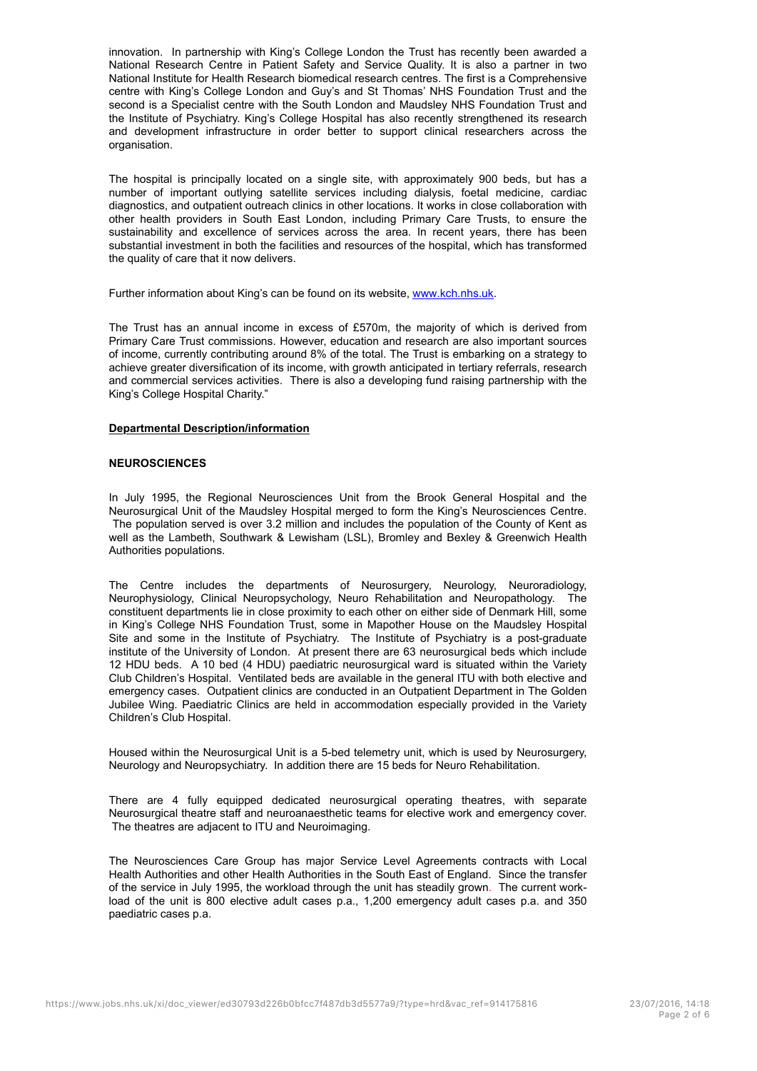innovation. In partnership with King's College London the Trust has recently been awarded a National Research Centre in Patient Safety and Service Quality. It is also a partner in two National Institute for Health Research biomedical research centres. The first is a Comprehensive centre with King's College London and Guy's and St Thomas' NHS Foundation Trust and the second is a Specialist centre with the South London and Maudsley NHS Foundation Trust and the Institute of Psychiatry. King's College Hospital has also recently strengthened its research and development infrastructure in order better to support clinical researchers across the organisation.

The hospital is principally located on a single site, with approximately 900 beds, but has a number of important outlying satellite services including dialysis, foetal medicine, cardiac diagnostics, and outpatient outreach clinics in other locations. It works in close collaboration with other health providers in South East London, including Primary Care Trusts, to ensure the sustainability and excellence of services across the area. In recent years, there has been substantial investment in both the facilities and resources of the hospital, which has transformed the quality of care that it now delivers.

Further information about King's can be found on its website, [www.kch.nhs.uk](http://www.kch.nhs.uk).

The Trust has an annual income in excess of £570m, the majority of which is derived from Primary Care Trust commissions. However, education and research are also important sources of income, currently contributing around 8% of the total. The Trust is embarking on a strategy to achieve greater diversification of its income, with growth anticipated in tertiary referrals, research and commercial services activities. There is also a developing fund raising partnership with the King's College Hospital Charity."

**Departmental Description/information**

**NEUROSCIENCES**

In July 1995, the Regional Neurosciences Unit from the Brook General Hospital and the Neurosurgical Unit of the Maudsley Hospital merged to form the King's Neurosciences Centre. The population served is over 3.2 million and includes the population of the County of Kent as well as the Lambeth, Southwark & Lewisham (LSL), Bromley and Bexley & Greenwich Health Authorities populations.

The Centre includes the departments of Neurosurgery, Neurology, Neuroradiology, Neurophysiology, Clinical Neuropsychology, Neuro Rehabilitation and Neuropathology. The constituent departments lie in close proximity to each other on either side of Denmark Hill, some in King's College NHS Foundation Trust, some in Mapother House on the Maudsley Hospital Site and some in the Institute of Psychiatry. The Institute of Psychiatry is a post-graduate institute of the University of London. At present there are 63 neurosurgical beds which include 12 HDU beds. A 10 bed (4 HDU) paediatric neurosurgical ward is situated within the Variety Club Children's Hospital. Ventilated beds are available in the general ITU with both elective and emergency cases. Outpatient clinics are conducted in an Outpatient Department in The Golden Jubilee Wing. Paediatric Clinics are held in accommodation especially provided in the Variety Children's Club Hospital.

Housed within the Neurosurgical Unit is a 5-bed telemetry unit, which is used by Neurosurgery, Neurology and Neuropsychiatry. In addition there are 15 beds for Neuro Rehabilitation.

There are 4 fully equipped dedicated neurosurgical operating theatres, with separate Neurosurgical theatre staff and neuroanaesthetic teams for elective work and emergency cover. The theatres are adjacent to ITU and Neuroimaging.

The Neurosciences Care Group has major Service Level Agreements contracts with Local Health Authorities and other Health Authorities in the South East of England. Since the transfer of the service in July 1995, the workload through the unit has steadily grown. The current work-load of the unit is 800 elective adult cases p.a., 1,200 emergency adult cases p.a. and 350 paediatric cases p.a.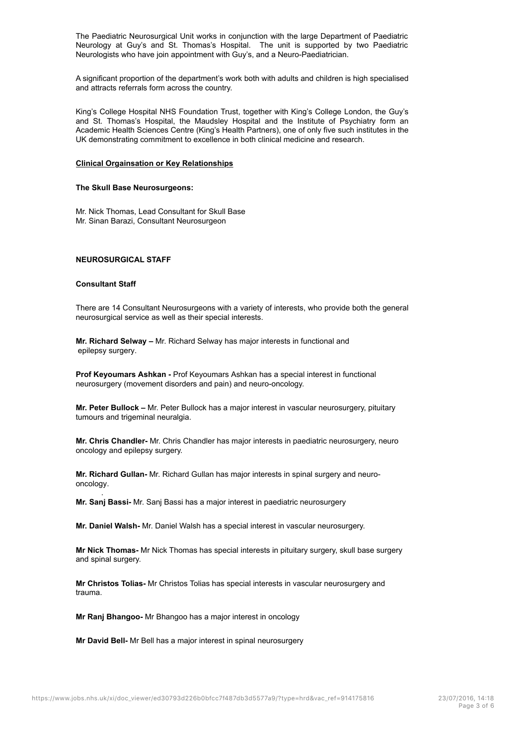The Paediatric Neurosurgical Unit works in conjunction with the large Department of Paediatric Neurology at Guy's and St. Thomas's Hospital. The unit is supported by two Paediatric Neurologists who have join appointment with Guy's, and a Neuro-Paediatrician.

A significant proportion of the department's work both with adults and children is high specialised and attracts referrals form across the country.

King's College Hospital NHS Foundation Trust, together with King's College London, the Guy's and St. Thomas's Hospital, the Maudsley Hospital and the Institute of Psychiatry form an Academic Health Sciences Centre (King's Health Partners), one of only five such institutes in the UK demonstrating commitment to excellence in both clinical medicine and research.

**Clinical Orgainsation or Key Relationships**

**The Skull Base Neurosurgeons:**

Mr. Nick Thomas, Lead Consultant for Skull Base
Mr. Sinan Barazi, Consultant Neurosurgeon

**NEUROSURGICAL STAFF**

**Consultant Staff**

There are 14 Consultant Neurosurgeons with a variety of interests, who provide both the general neurosurgical service as well as their special interests.

**Mr. Richard Selway –** Mr. Richard Selway has major interests in functional and epilepsy surgery.

**Prof Keyoumars Ashkan -** Prof Keyoumars Ashkan has a special interest in functional neurosurgery (movement disorders and pain) and neuro-oncology.

**Mr. Peter Bullock –** Mr. Peter Bullock has a major interest in vascular neurosurgery, pituitary tumours and trigeminal neuralgia.

**Mr. Chris Chandler-** Mr. Chris Chandler has major interests in paediatric neurosurgery, neuro oncology and epilepsy surgery.

**Mr. Richard Gullan-** Mr. Richard Gullan has major interests in spinal surgery and neuro-oncology.

**Mr. Sanj Bassi-** Mr. Sanj Bassi has a major interest in paediatric neurosurgery

**Mr. Daniel Walsh-** Mr. Daniel Walsh has a special interest in vascular neurosurgery.

**Mr Nick Thomas-** Mr Nick Thomas has special interests in pituitary surgery, skull base surgery and spinal surgery.

**Mr Christos Tolias-** Mr Christos Tolias has special interests in vascular neurosurgery and trauma.

**Mr Ranj Bhangoo-** Mr Bhangoo has a major interest in oncology

**Mr David Bell-** Mr Bell has a major interest in spinal neurosurgery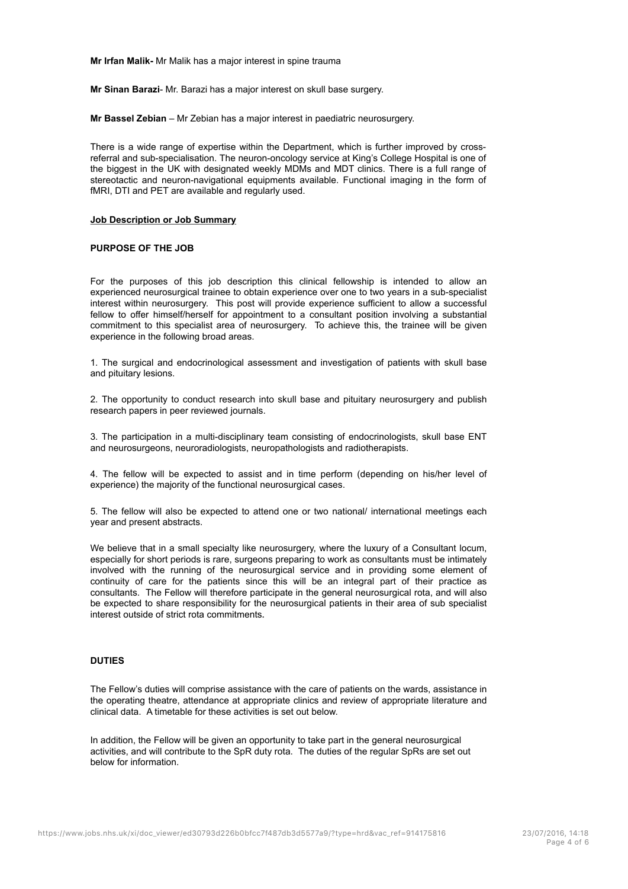**Mr Irfan Malik-** Mr Malik has a major interest in spine trauma

**Mr Sinan Barazi**- Mr. Barazi has a major interest on skull base surgery.

**Mr Bassel Zebian** – Mr Zebian has a major interest in paediatric neurosurgery.

There is a wide range of expertise within the Department, which is further improved by cross-referral and sub-specialisation. The neuron-oncology service at King's College Hospital is one of the biggest in the UK with designated weekly MDMs and MDT clinics. There is a full range of stereotactic and neuron-navigational equipments available. Functional imaging in the form of fMRI, DTI and PET are available and regularly used.

## Job Description or Job Summary

### PURPOSE OF THE JOB

For the purposes of this job description this clinical fellowship is intended to allow an experienced neurosurgical trainee to obtain experience over one to two years in a sub-specialist interest within neurosurgery. This post will provide experience sufficient to allow a successful fellow to offer himself/herself for appointment to a consultant position involving a substantial commitment to this specialist area of neurosurgery. To achieve this, the trainee will be given experience in the following broad areas.

1. The surgical and endocrinological assessment and investigation of patients with skull base and pituitary lesions.

2. The opportunity to conduct research into skull base and pituitary neurosurgery and publish research papers in peer reviewed journals.

3. The participation in a multi-disciplinary team consisting of endocrinologists, skull base ENT and neurosurgeons, neuroradiologists, neuropathologists and radiotherapists.

4. The fellow will be expected to assist and in time perform (depending on his/her level of experience) the majority of the functional neurosurgical cases.

5. The fellow will also be expected to attend one or two national/ international meetings each year and present abstracts.

We believe that in a small specialty like neurosurgery, where the luxury of a Consultant locum, especially for short periods is rare, surgeons preparing to work as consultants must be intimately involved with the running of the neurosurgical service and in providing some element of continuity of care for the patients since this will be an integral part of their practice as consultants. The Fellow will therefore participate in the general neurosurgical rota, and will also be expected to share responsibility for the neurosurgical patients in their area of sub specialist interest outside of strict rota commitments.

### DUTIES

The Fellow's duties will comprise assistance with the care of patients on the wards, assistance in the operating theatre, attendance at appropriate clinics and review of appropriate literature and clinical data. A timetable for these activities is set out below.

In addition, the Fellow will be given an opportunity to take part in the general neurosurgical activities, and will contribute to the SpR duty rota. The duties of the regular SpRs are set out below for information.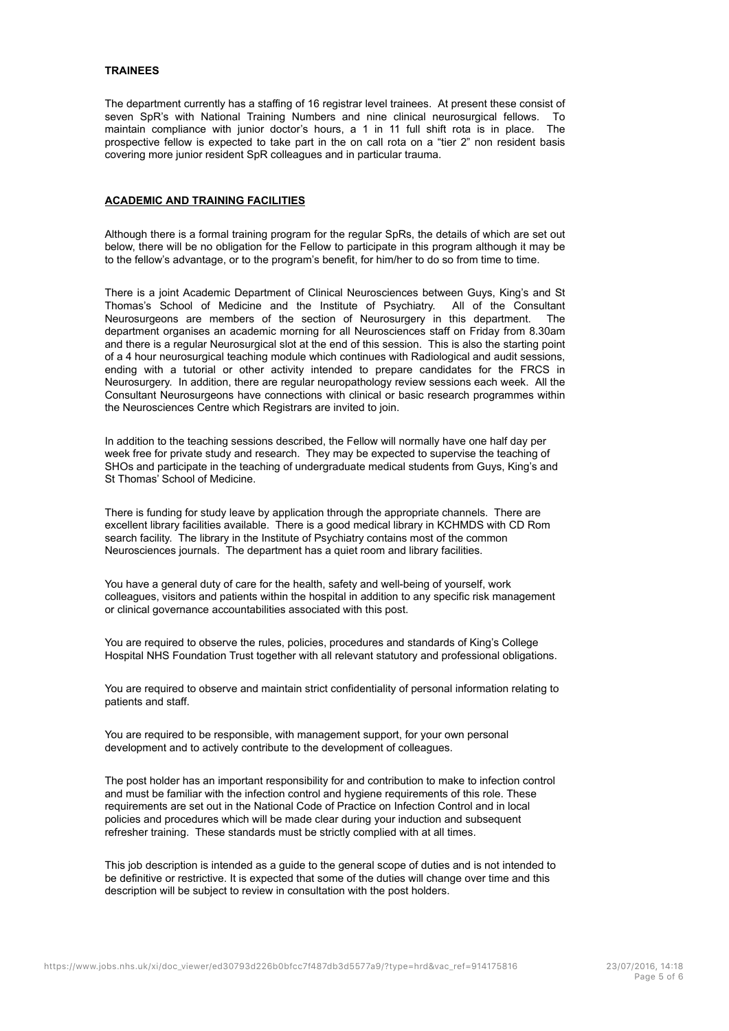**TRAINEES**

The department currently has a staffing of 16 registrar level trainees. At present these consist of seven SpR's with National Training Numbers and nine clinical neurosurgical fellows. To maintain compliance with junior doctor's hours, a 1 in 11 full shift rota is in place. The prospective fellow is expected to take part in the on call rota on a "tier 2" non resident basis covering more junior resident SpR colleagues and in particular trauma.

## ACADEMIC AND TRAINING FACILITIES

Although there is a formal training program for the regular SpRs, the details of which are set out below, there will be no obligation for the Fellow to participate in this program although it may be to the fellow's advantage, or to the program's benefit, for him/her to do so from time to time.

There is a joint Academic Department of Clinical Neurosciences between Guys, King's and St Thomas's School of Medicine and the Institute of Psychiatry. All of the Consultant Neurosurgeons are members of the section of Neurosurgery in this department. The department organises an academic morning for all Neurosciences staff on Friday from 8.30am and there is a regular Neurosurgical slot at the end of this session. This is also the starting point of a 4 hour neurosurgical teaching module which continues with Radiological and audit sessions, ending with a tutorial or other activity intended to prepare candidates for the FRCS in Neurosurgery. In addition, there are regular neuropathology review sessions each week. All the Consultant Neurosurgeons have connections with clinical or basic research programmes within the Neurosciences Centre which Registrars are invited to join.

In addition to the teaching sessions described, the Fellow will normally have one half day per week free for private study and research. They may be expected to supervise the teaching of SHOs and participate in the teaching of undergraduate medical students from Guys, King's and St Thomas' School of Medicine.

There is funding for study leave by application through the appropriate channels. There are excellent library facilities available. There is a good medical library in KCHMDS with CD Rom search facility. The library in the Institute of Psychiatry contains most of the common Neurosciences journals. The department has a quiet room and library facilities.

You have a general duty of care for the health, safety and well-being of yourself, work colleagues, visitors and patients within the hospital in addition to any specific risk management or clinical governance accountabilities associated with this post.

You are required to observe the rules, policies, procedures and standards of King's College Hospital NHS Foundation Trust together with all relevant statutory and professional obligations.

You are required to observe and maintain strict confidentiality of personal information relating to patients and staff.

You are required to be responsible, with management support, for your own personal development and to actively contribute to the development of colleagues.

The post holder has an important responsibility for and contribution to make to infection control and must be familiar with the infection control and hygiene requirements of this role. These requirements are set out in the National Code of Practice on Infection Control and in local policies and procedures which will be made clear during your induction and subsequent refresher training. These standards must be strictly complied with at all times.

This job description is intended as a guide to the general scope of duties and is not intended to be definitive or restrictive. It is expected that some of the duties will change over time and this description will be subject to review in consultation with the post holders.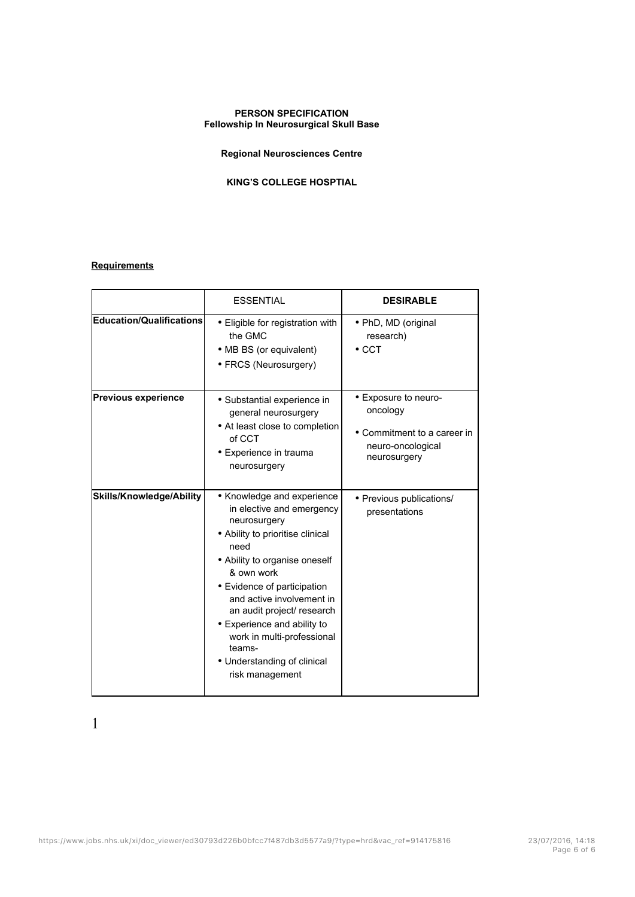**PERSON SPECIFICATION**
**Fellowship In Neurosurgical Skull Base**

**Regional Neurosciences Centre**

**KING'S COLLEGE HOSPTIAL**

**Requirements**

| | ESSENTIAL | **DESIRABLE** |
|---|---|---|
| **Education/Qualifications** | • Eligible for registration with the GMC<br>• MB BS (or equivalent)<br>• FRCS (Neurosurgery) | • PhD, MD (original research)<br>• CCT |
| **Previous experience** | • Substantial experience in general neurosurgery<br>• At least close to completion of CCT<br>• Experience in trauma neurosurgery | • Exposure to neuro-oncology<br>• Commitment to a career in neuro-oncological neurosurgery |
| **Skills/Knowledge/Ability** | • Knowledge and experience in elective and emergency neurosurgery<br>• Ability to prioritise clinical need<br>• Ability to organise oneself & own work<br>• Evidence of participation and active involvement in an audit project/ research<br>• Experience and ability to work in multi-professional teams-<br>• Understanding of clinical risk management | • Previous publications/ presentations |

1